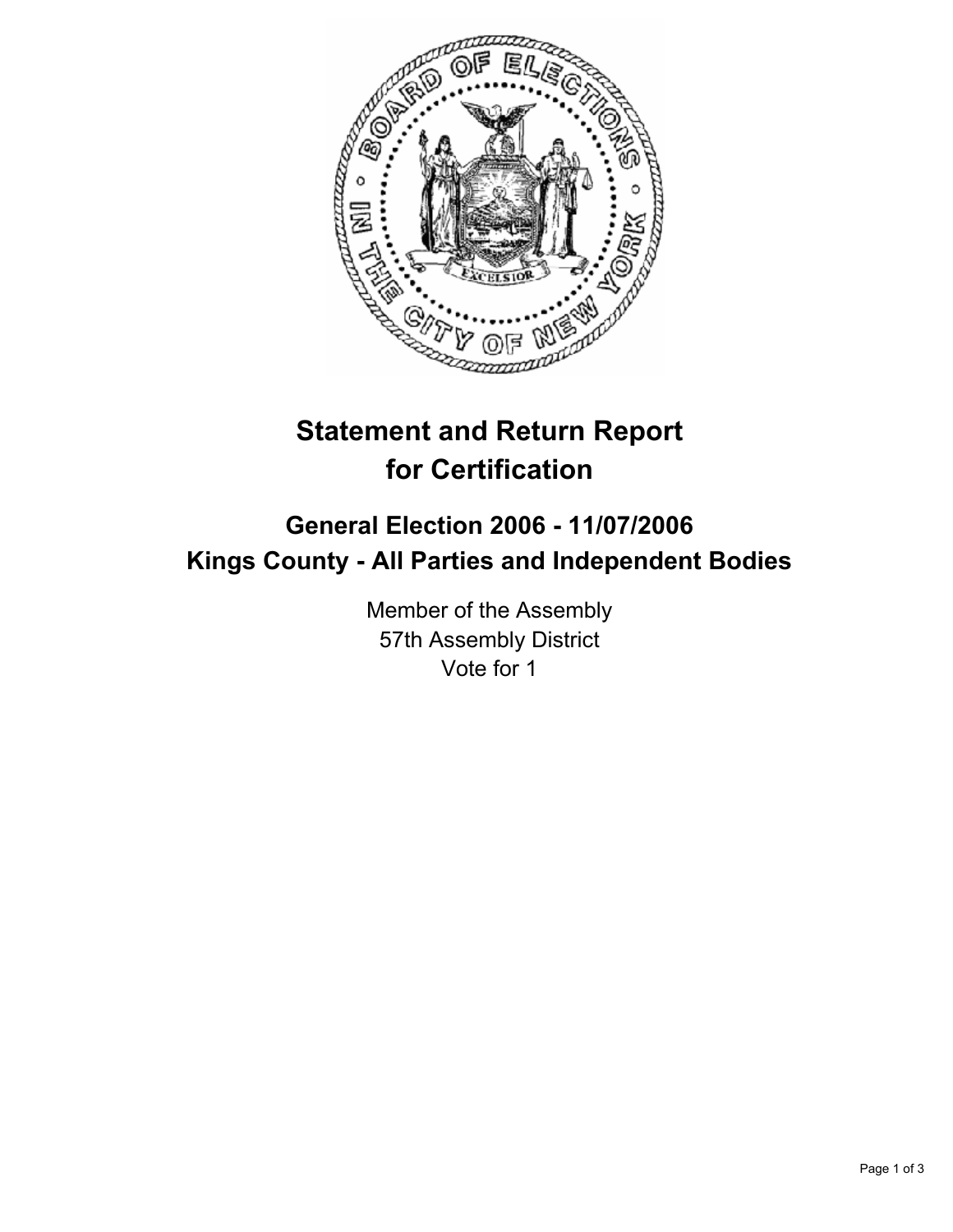# Statement and Return Report for Certification

## General Election 2006 - 11/07/2006
## Kings County - All Parties and Independent Bodies

Member of the Assembly
57th Assembly District
Vote for 1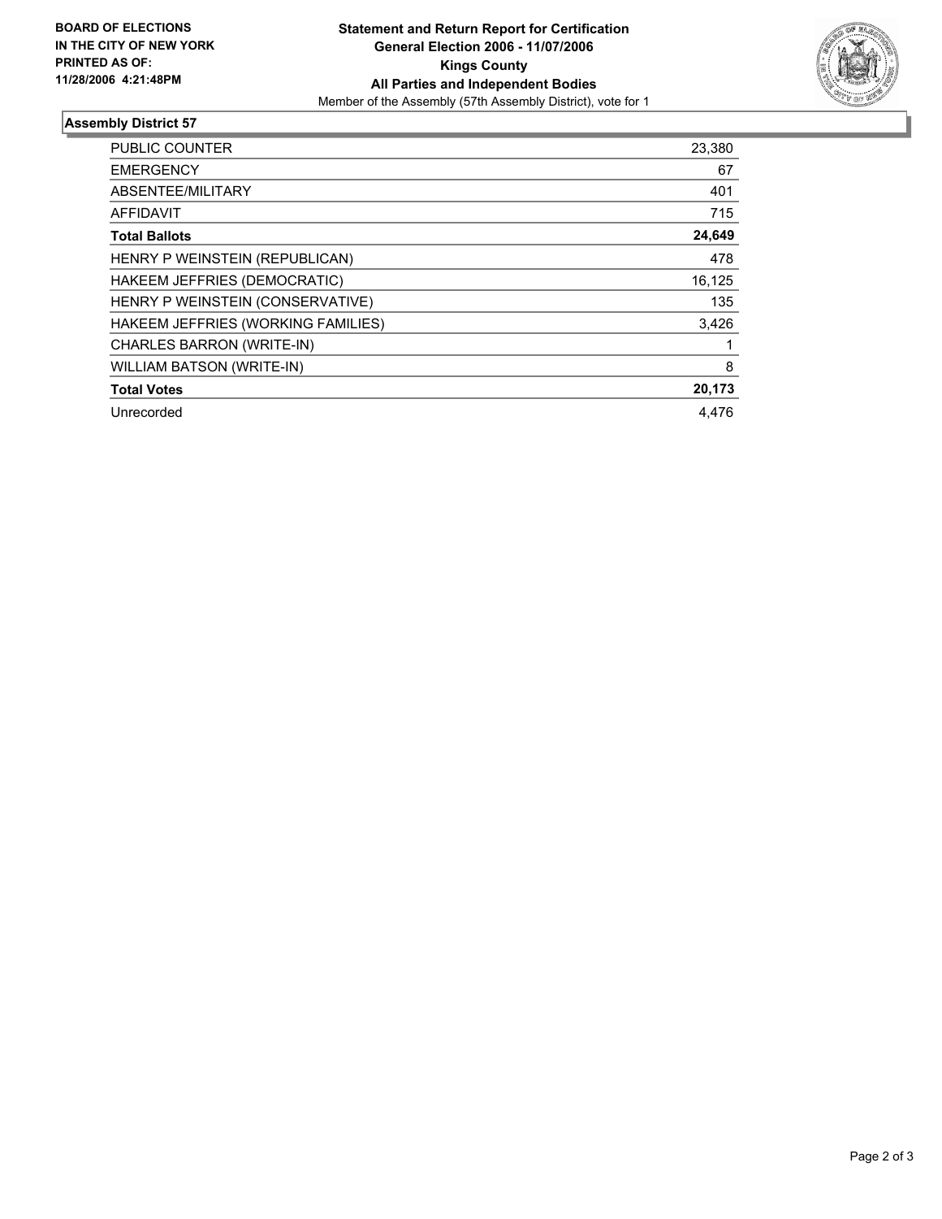BOARD OF ELECTIONS
IN THE CITY OF NEW YORK
PRINTED AS OF:
11/28/2006 4:21:48PM

**Statement and Return Report for Certification**
**General Election 2006 - 11/07/2006**
**Kings County**
**All Parties and Independent Bodies**
Member of the Assembly (57th Assembly District), vote for 1

## Assembly District 57

| | |
|---|---|
| PUBLIC COUNTER | 23,380 |
| EMERGENCY | 67 |
| ABSENTEE/MILITARY | 401 |
| AFFIDAVIT | 715 |
| **Total Ballots** | **24,649** |
| HENRY P WEINSTEIN (REPUBLICAN) | 478 |
| HAKEEM JEFFRIES (DEMOCRATIC) | 16,125 |
| HENRY P WEINSTEIN (CONSERVATIVE) | 135 |
| HAKEEM JEFFRIES (WORKING FAMILIES) | 3,426 |
| CHARLES BARRON (WRITE-IN) | 1 |
| WILLIAM BATSON (WRITE-IN) | 8 |
| **Total Votes** | **20,173** |
| Unrecorded | 4,476 |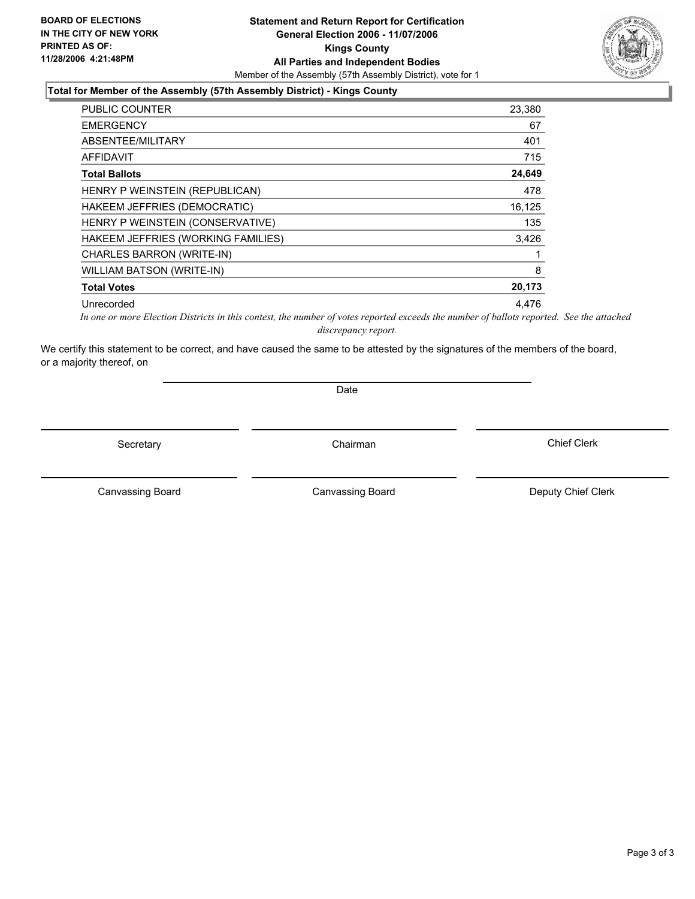**BOARD OF ELECTIONS IN THE CITY OF NEW YORK PRINTED AS OF: 11/28/2006 4:21:48PM**

**Statement and Return Report for Certification**
**General Election 2006 - 11/07/2006**
**Kings County**
**All Parties and Independent Bodies**
Member of the Assembly (57th Assembly District), vote for 1

**Total for Member of the Assembly (57th Assembly District) - Kings County**

| | |
|---|---|
| PUBLIC COUNTER | 23,380 |
| EMERGENCY | 67 |
| ABSENTEE/MILITARY | 401 |
| AFFIDAVIT | 715 |
| **Total Ballots** | **24,649** |
| HENRY P WEINSTEIN (REPUBLICAN) | 478 |
| HAKEEM JEFFRIES (DEMOCRATIC) | 16,125 |
| HENRY P WEINSTEIN (CONSERVATIVE) | 135 |
| HAKEEM JEFFRIES (WORKING FAMILIES) | 3,426 |
| CHARLES BARRON (WRITE-IN) | 1 |
| WILLIAM BATSON (WRITE-IN) | 8 |
| **Total Votes** | **20,173** |
| Unrecorded | 4,476 |

*In one or more Election Districts in this contest, the number of votes reported exceeds the number of ballots reported. See the attached discrepancy report.*

We certify this statement to be correct, and have caused the same to be attested by the signatures of the members of the board, or a majority thereof, on

Date

Secretary

Chairman

Chief Clerk

Canvassing Board

Canvassing Board

Deputy Chief Clerk